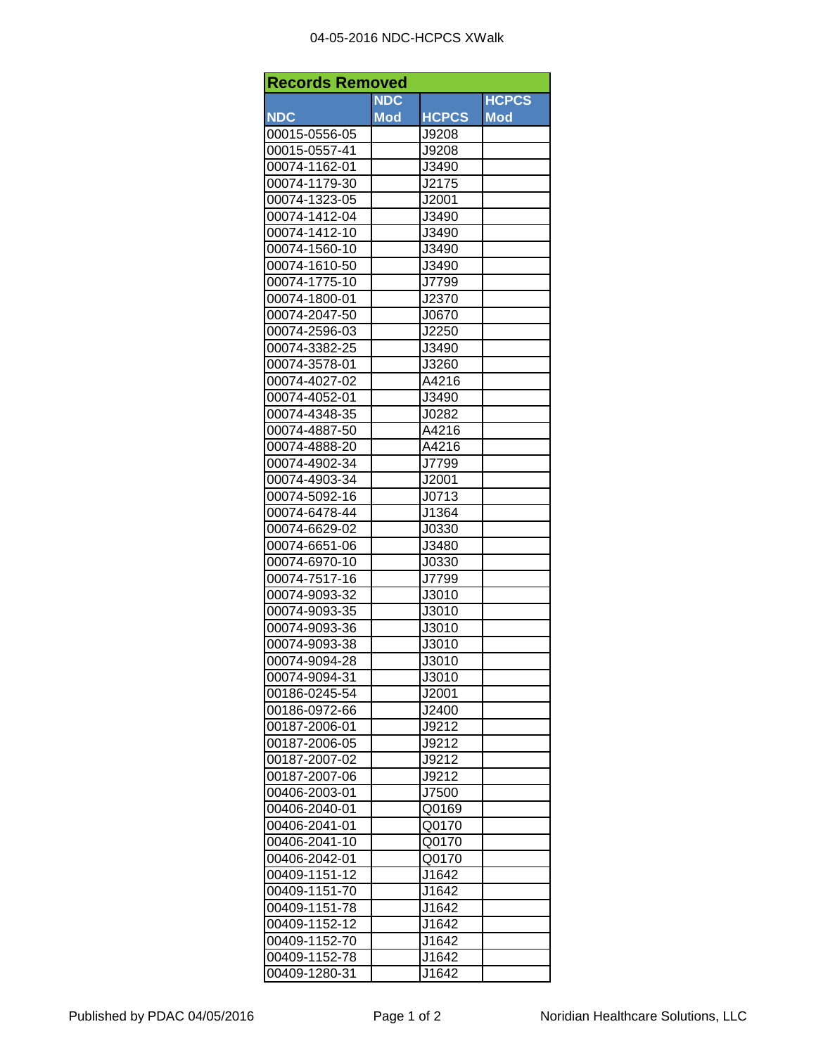# 04-05-2016 NDC-HCPCS XWalk

| Records Removed | | | |
|---|---|---|---|
| **NDC** | **NDC Mod** | **HCPCS** | **HCPCS Mod** |
| 00015-0556-05 | | J9208 | |
| 00015-0557-41 | | J9208 | |
| 00074-1162-01 | | J3490 | |
| 00074-1179-30 | | J2175 | |
| 00074-1323-05 | | J2001 | |
| 00074-1412-04 | | J3490 | |
| 00074-1412-10 | | J3490 | |
| 00074-1560-10 | | J3490 | |
| 00074-1610-50 | | J3490 | |
| 00074-1775-10 | | J7799 | |
| 00074-1800-01 | | J2370 | |
| 00074-2047-50 | | J0670 | |
| 00074-2596-03 | | J2250 | |
| 00074-3382-25 | | J3490 | |
| 00074-3578-01 | | J3260 | |
| 00074-4027-02 | | A4216 | |
| 00074-4052-01 | | J3490 | |
| 00074-4348-35 | | J0282 | |
| 00074-4887-50 | | A4216 | |
| 00074-4888-20 | | A4216 | |
| 00074-4902-34 | | J7799 | |
| 00074-4903-34 | | J2001 | |
| 00074-5092-16 | | J0713 | |
| 00074-6478-44 | | J1364 | |
| 00074-6629-02 | | J0330 | |
| 00074-6651-06 | | J3480 | |
| 00074-6970-10 | | J0330 | |
| 00074-7517-16 | | J7799 | |
| 00074-9093-32 | | J3010 | |
| 00074-9093-35 | | J3010 | |
| 00074-9093-36 | | J3010 | |
| 00074-9093-38 | | J3010 | |
| 00074-9094-28 | | J3010 | |
| 00074-9094-31 | | J3010 | |
| 00186-0245-54 | | J2001 | |
| 00186-0972-66 | | J2400 | |
| 00187-2006-01 | | J9212 | |
| 00187-2006-05 | | J9212 | |
| 00187-2007-02 | | J9212 | |
| 00187-2007-06 | | J9212 | |
| 00406-2003-01 | | J7500 | |
| 00406-2040-01 | | Q0169 | |
| 00406-2041-01 | | Q0170 | |
| 00406-2041-10 | | Q0170 | |
| 00406-2042-01 | | Q0170 | |
| 00409-1151-12 | | J1642 | |
| 00409-1151-70 | | J1642 | |
| 00409-1151-78 | | J1642 | |
| 00409-1152-12 | | J1642 | |
| 00409-1152-70 | | J1642 | |
| 00409-1152-78 | | J1642 | |
| 00409-1280-31 | | J1642 | |

Published by PDAC 04/05/2016 Noridian Healthcare Solutions, LLC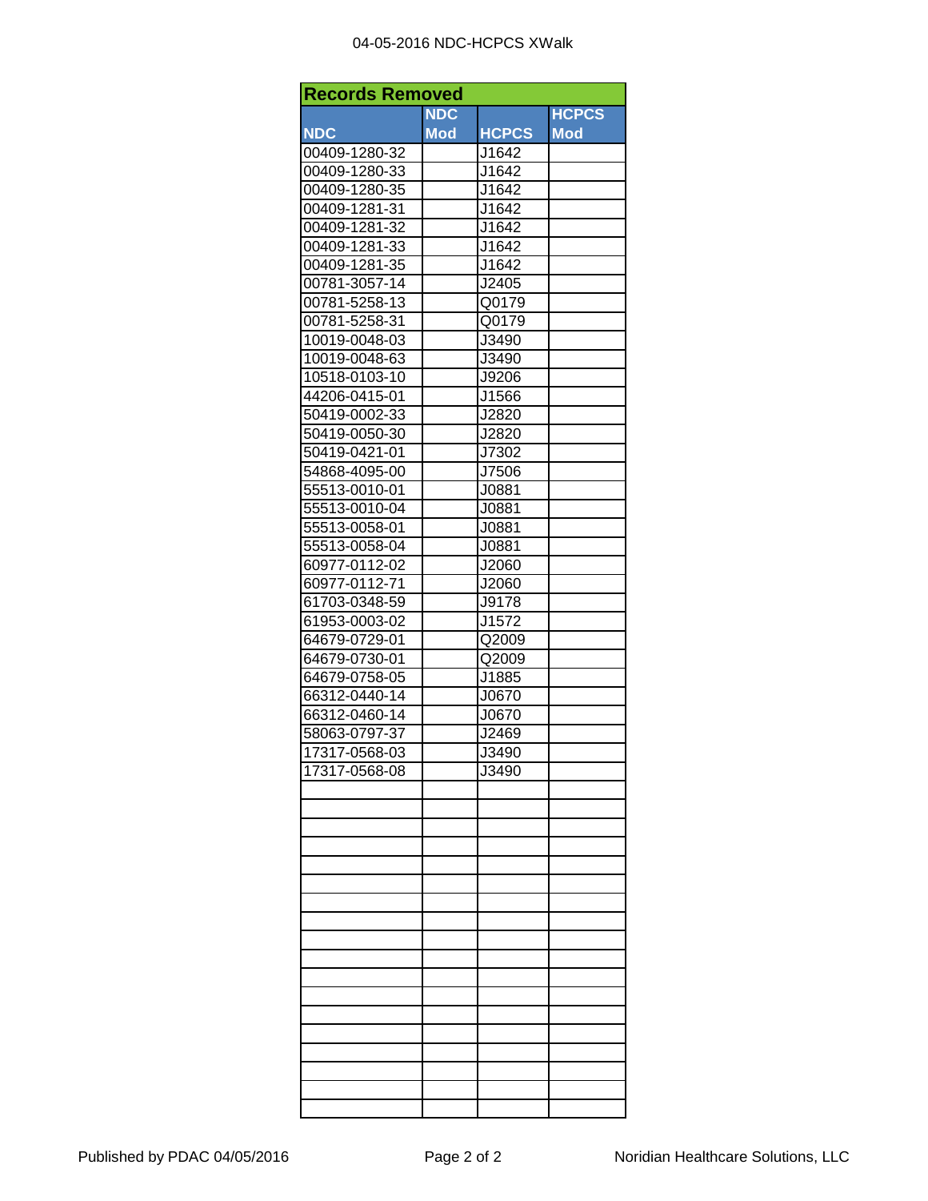## Records Removed

| NDC | NDC Mod | HCPCS | HCPCS Mod |
|---|---|---|---|
| 00409-1280-32 | | J1642 | |
| 00409-1280-33 | | J1642 | |
| 00409-1280-35 | | J1642 | |
| 00409-1281-31 | | J1642 | |
| 00409-1281-32 | | J1642 | |
| 00409-1281-33 | | J1642 | |
| 00409-1281-35 | | J1642 | |
| 00781-3057-14 | | J2405 | |
| 00781-5258-13 | | Q0179 | |
| 00781-5258-31 | | Q0179 | |
| 10019-0048-03 | | J3490 | |
| 10019-0048-63 | | J3490 | |
| 10518-0103-10 | | J9206 | |
| 44206-0415-01 | | J1566 | |
| 50419-0002-33 | | J2820 | |
| 50419-0050-30 | | J2820 | |
| 50419-0421-01 | | J7302 | |
| 54868-4095-00 | | J7506 | |
| 55513-0010-01 | | J0881 | |
| 55513-0010-04 | | J0881 | |
| 55513-0058-01 | | J0881 | |
| 55513-0058-04 | | J0881 | |
| 60977-0112-02 | | J2060 | |
| 60977-0112-71 | | J2060 | |
| 61703-0348-59 | | J9178 | |
| 61953-0003-02 | | J1572 | |
| 64679-0729-01 | | Q2009 | |
| 64679-0730-01 | | Q2009 | |
| 64679-0758-05 | | J1885 | |
| 66312-0440-14 | | J0670 | |
| 66312-0460-14 | | J0670 | |
| 58063-0797-37 | | J2469 | |
| 17317-0568-03 | | J3490 | |
| 17317-0568-08 | | J3490 | |

Published by PDAC 04/05/2016

Noridian Healthcare Solutions, LLC